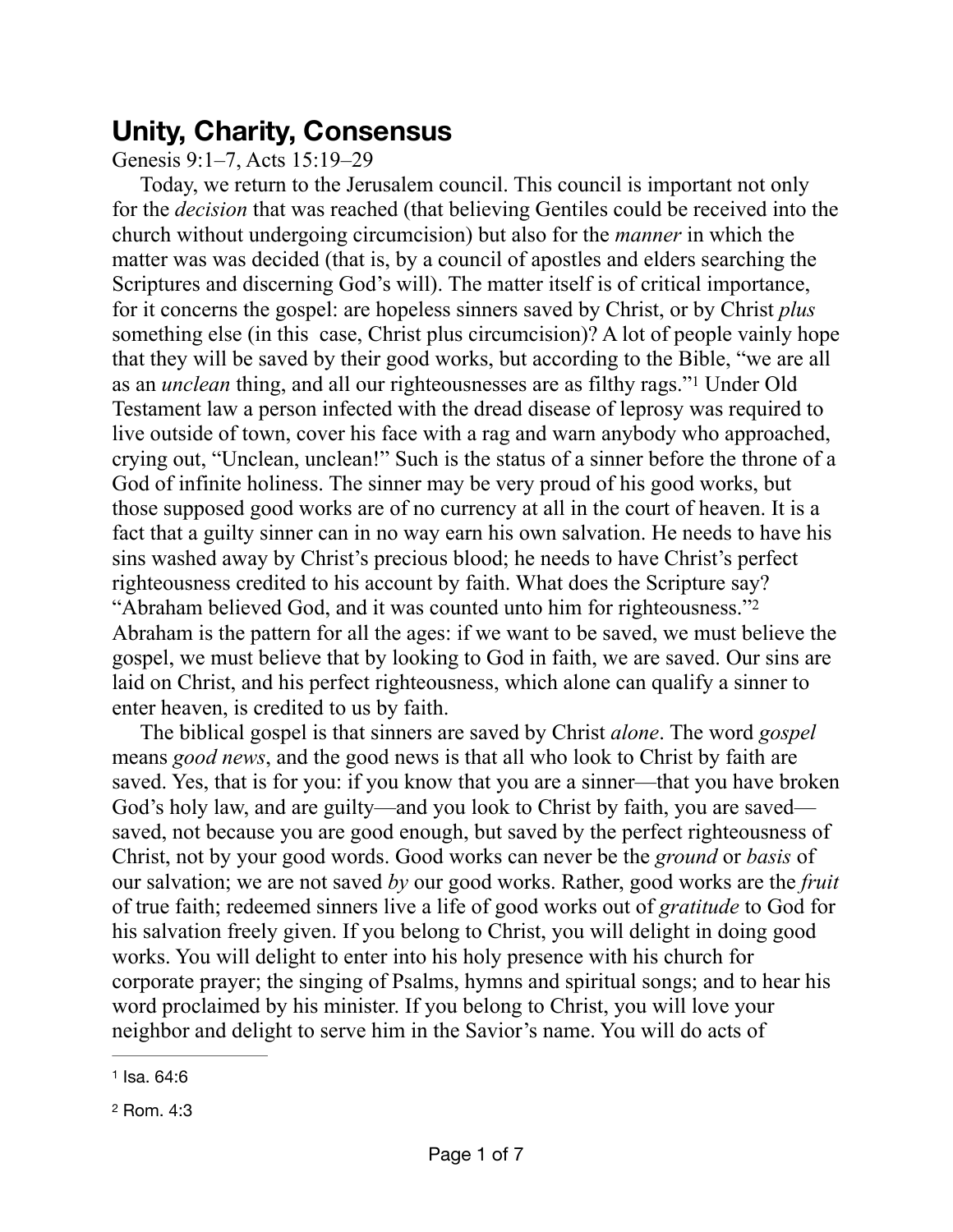# Unity, Charity, Consensus

Genesis 9:1–7, Acts 15:19–29

Today, we return to the Jerusalem council. This council is important not only for the *decision* that was reached (that believing Gentiles could be received into the church without undergoing circumcision) but also for the *manner* in which the matter was was decided (that is, by a council of apostles and elders searching the Scriptures and discerning God's will). The matter itself is of critical importance, for it concerns the gospel: are hopeless sinners saved by Christ, or by Christ *plus* something else (in this case, Christ plus circumcision)? A lot of people vainly hope that they will be saved by their good works, but according to the Bible, "we are all as an *unclean* thing, and all our righteousnesses are as filthy rags."[1] Under Old Testament law a person infected with the dread disease of leprosy was required to live outside of town, cover his face with a rag and warn anybody who approached, crying out, "Unclean, unclean!" Such is the status of a sinner before the throne of a God of infinite holiness. The sinner may be very proud of his good works, but those supposed good works are of no currency at all in the court of heaven. It is a fact that a guilty sinner can in no way earn his own salvation. He needs to have his sins washed away by Christ's precious blood; he needs to have Christ's perfect righteousness credited to his account by faith. What does the Scripture say? "Abraham believed God, and it was counted unto him for righteousness."[2] Abraham is the pattern for all the ages: if we want to be saved, we must believe the gospel, we must believe that by looking to God in faith, we are saved. Our sins are laid on Christ, and his perfect righteousness, which alone can qualify a sinner to enter heaven, is credited to us by faith.

The biblical gospel is that sinners are saved by Christ *alone*. The word *gospel* means *good news*, and the good news is that all who look to Christ by faith are saved. Yes, that is for you: if you know that you are a sinner—that you have broken God's holy law, and are guilty—and you look to Christ by faith, you are saved—saved, not because you are good enough, but saved by the perfect righteousness of Christ, not by your good words. Good works can never be the *ground* or *basis* of our salvation; we are not saved *by* our good works. Rather, good works are the *fruit* of true faith; redeemed sinners live a life of good works out of *gratitude* to God for his salvation freely given. If you belong to Christ, you will delight in doing good works. You will delight to enter into his holy presence with his church for corporate prayer; the singing of Psalms, hymns and spiritual songs; and to hear his word proclaimed by his minister. If you belong to Christ, you will love your neighbor and delight to serve him in the Savior's name. You will do acts of

---

[1] Isa. 64:6

[2] Rom. 4:3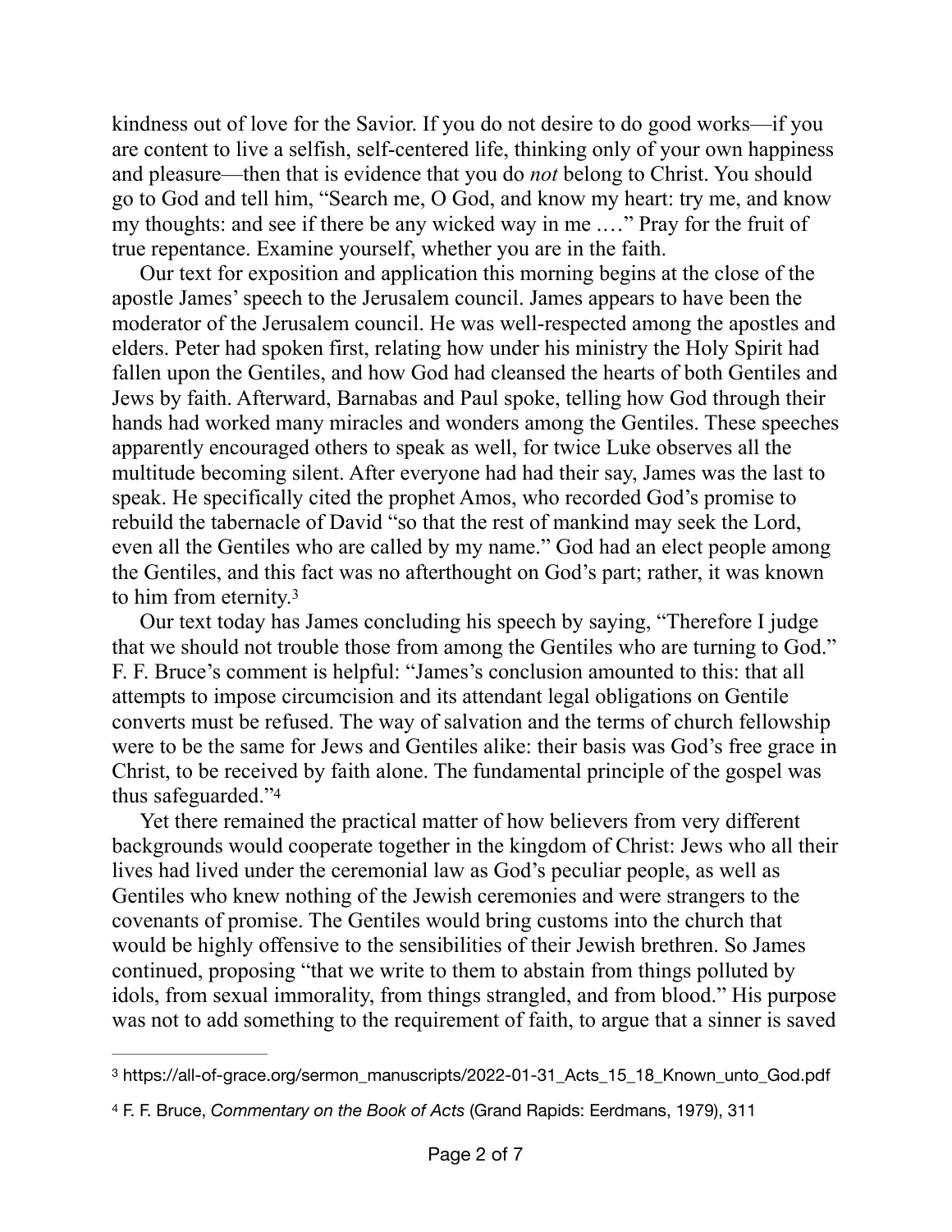kindness out of love for the Savior. If you do not desire to do good works—if you are content to live a selfish, self-centered life, thinking only of your own happiness and pleasure—then that is evidence that you do *not* belong to Christ. You should go to God and tell him, "Search me, O God, and know my heart: try me, and know my thoughts: and see if there be any wicked way in me .…" Pray for the fruit of true repentance. Examine yourself, whether you are in the faith.

Our text for exposition and application this morning begins at the close of the apostle James' speech to the Jerusalem council. James appears to have been the moderator of the Jerusalem council. He was well-respected among the apostles and elders. Peter had spoken first, relating how under his ministry the Holy Spirit had fallen upon the Gentiles, and how God had cleansed the hearts of both Gentiles and Jews by faith. Afterward, Barnabas and Paul spoke, telling how God through their hands had worked many miracles and wonders among the Gentiles. These speeches apparently encouraged others to speak as well, for twice Luke observes all the multitude becoming silent. After everyone had had their say, James was the last to speak. He specifically cited the prophet Amos, who recorded God's promise to rebuild the tabernacle of David "so that the rest of mankind may seek the Lord, even all the Gentiles who are called by my name." God had an elect people among the Gentiles, and this fact was no afterthought on God's part; rather, it was known to him from eternity.[3]

Our text today has James concluding his speech by saying, "Therefore I judge that we should not trouble those from among the Gentiles who are turning to God." F. F. Bruce's comment is helpful: "James's conclusion amounted to this: that all attempts to impose circumcision and its attendant legal obligations on Gentile converts must be refused. The way of salvation and the terms of church fellowship were to be the same for Jews and Gentiles alike: their basis was God's free grace in Christ, to be received by faith alone. The fundamental principle of the gospel was thus safeguarded."[4]

Yet there remained the practical matter of how believers from very different backgrounds would cooperate together in the kingdom of Christ: Jews who all their lives had lived under the ceremonial law as God's peculiar people, as well as Gentiles who knew nothing of the Jewish ceremonies and were strangers to the covenants of promise. The Gentiles would bring customs into the church that would be highly offensive to the sensibilities of their Jewish brethren. So James continued, proposing "that we write to them to abstain from things polluted by idols, from sexual immorality, from things strangled, and from blood." His purpose was not to add something to the requirement of faith, to argue that a sinner is saved

---

[3] https://all-of-grace.org/sermon_manuscripts/2022-01-31_Acts_15_18_Known_unto_God.pdf

[4] F. F. Bruce, *Commentary on the Book of Acts* (Grand Rapids: Eerdmans, 1979), 311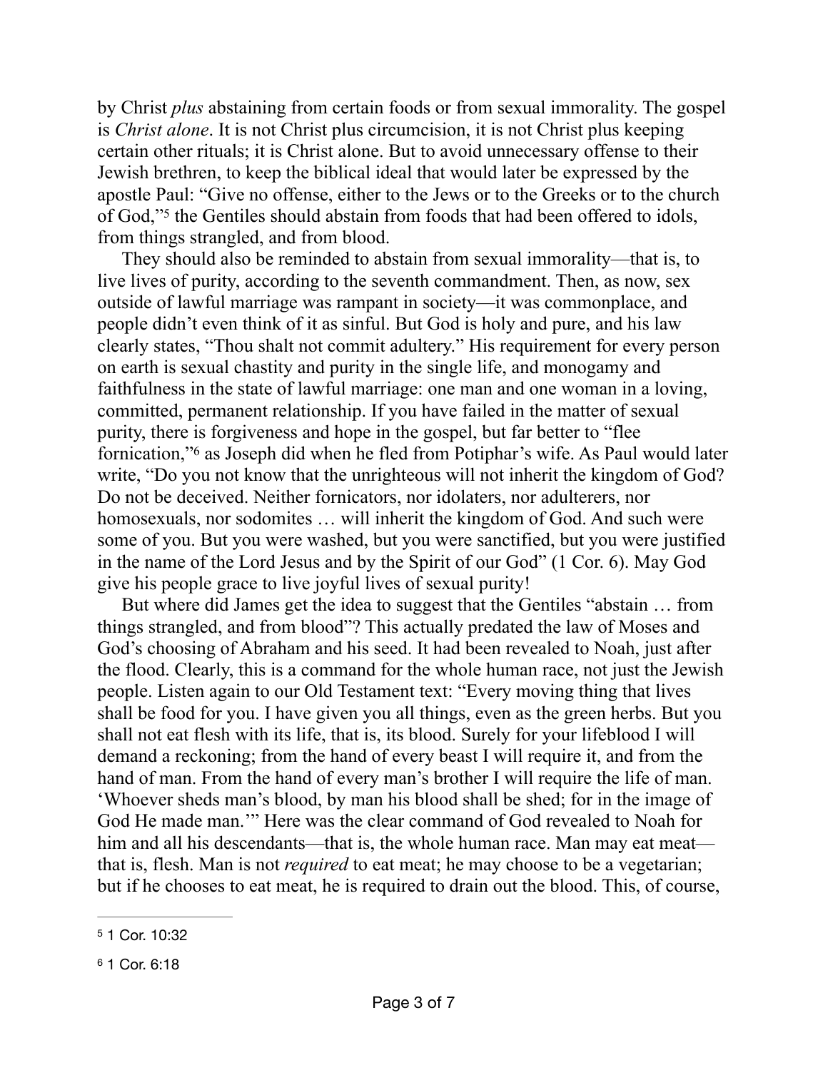by Christ *plus* abstaining from certain foods or from sexual immorality. The gospel is *Christ alone*. It is not Christ plus circumcision, it is not Christ plus keeping certain other rituals; it is Christ alone. But to avoid unnecessary offense to their Jewish brethren, to keep the biblical ideal that would later be expressed by the apostle Paul: "Give no offense, either to the Jews or to the Greeks or to the church of God,"[5] the Gentiles should abstain from foods that had been offered to idols, from things strangled, and from blood.

They should also be reminded to abstain from sexual immorality—that is, to live lives of purity, according to the seventh commandment. Then, as now, sex outside of lawful marriage was rampant in society—it was commonplace, and people didn't even think of it as sinful. But God is holy and pure, and his law clearly states, "Thou shalt not commit adultery." His requirement for every person on earth is sexual chastity and purity in the single life, and monogamy and faithfulness in the state of lawful marriage: one man and one woman in a loving, committed, permanent relationship. If you have failed in the matter of sexual purity, there is forgiveness and hope in the gospel, but far better to "flee fornication,"[6] as Joseph did when he fled from Potiphar's wife. As Paul would later write, "Do you not know that the unrighteous will not inherit the kingdom of God? Do not be deceived. Neither fornicators, nor idolaters, nor adulterers, nor homosexuals, nor sodomites … will inherit the kingdom of God. And such were some of you. But you were washed, but you were sanctified, but you were justified in the name of the Lord Jesus and by the Spirit of our God" (1 Cor. 6). May God give his people grace to live joyful lives of sexual purity!

But where did James get the idea to suggest that the Gentiles "abstain … from things strangled, and from blood"? This actually predated the law of Moses and God's choosing of Abraham and his seed. It had been revealed to Noah, just after the flood. Clearly, this is a command for the whole human race, not just the Jewish people. Listen again to our Old Testament text: "Every moving thing that lives shall be food for you. I have given you all things, even as the green herbs. But you shall not eat flesh with its life, that is, its blood. Surely for your lifeblood I will demand a reckoning; from the hand of every beast I will require it, and from the hand of man. From the hand of every man's brother I will require the life of man. 'Whoever sheds man's blood, by man his blood shall be shed; for in the image of God He made man.'" Here was the clear command of God revealed to Noah for him and all his descendants—that is, the whole human race. Man may eat meat—that is, flesh. Man is not *required* to eat meat; he may choose to be a vegetarian; but if he chooses to eat meat, he is required to drain out the blood. This, of course,

---

[5] 1 Cor. 10:32

[6] 1 Cor. 6:18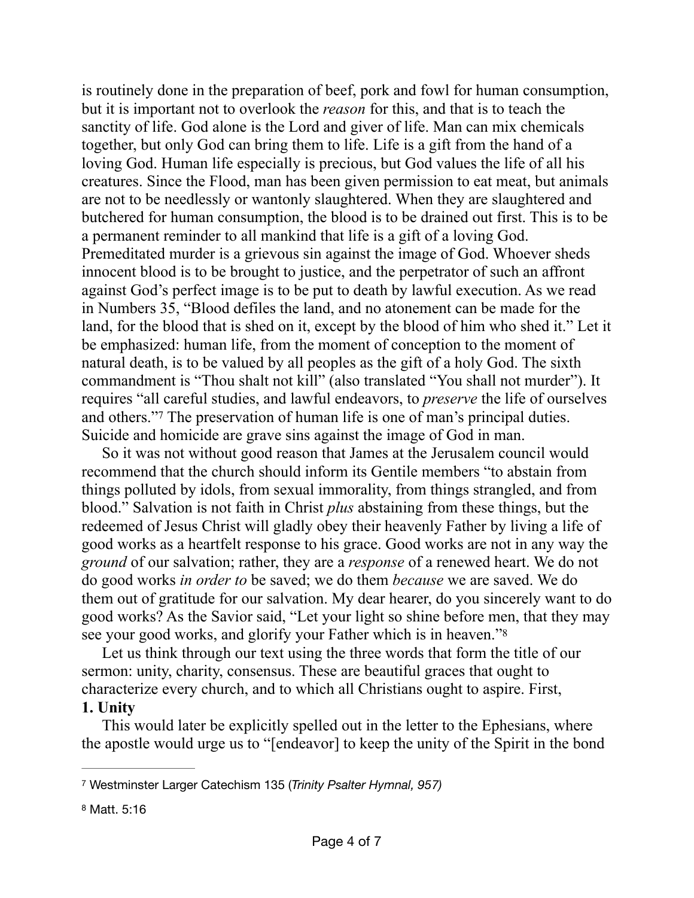is routinely done in the preparation of beef, pork and fowl for human consumption, but it is important not to overlook the *reason* for this, and that is to teach the sanctity of life. God alone is the Lord and giver of life. Man can mix chemicals together, but only God can bring them to life. Life is a gift from the hand of a loving God. Human life especially is precious, but God values the life of all his creatures. Since the Flood, man has been given permission to eat meat, but animals are not to be needlessly or wantonly slaughtered. When they are slaughtered and butchered for human consumption, the blood is to be drained out first. This is to be a permanent reminder to all mankind that life is a gift of a loving God. Premeditated murder is a grievous sin against the image of God. Whoever sheds innocent blood is to be brought to justice, and the perpetrator of such an affront against God's perfect image is to be put to death by lawful execution. As we read in Numbers 35, "Blood defiles the land, and no atonement can be made for the land, for the blood that is shed on it, except by the blood of him who shed it." Let it be emphasized: human life, from the moment of conception to the moment of natural death, is to be valued by all peoples as the gift of a holy God. The sixth commandment is "Thou shalt not kill" (also translated "You shall not murder"). It requires "all careful studies, and lawful endeavors, to *preserve* the life of ourselves and others."[7] The preservation of human life is one of man's principal duties. Suicide and homicide are grave sins against the image of God in man.

So it was not without good reason that James at the Jerusalem council would recommend that the church should inform its Gentile members "to abstain from things polluted by idols, from sexual immorality, from things strangled, and from blood." Salvation is not faith in Christ *plus* abstaining from these things, but the redeemed of Jesus Christ will gladly obey their heavenly Father by living a life of good works as a heartfelt response to his grace. Good works are not in any way the *ground* of our salvation; rather, they are a *response* of a renewed heart. We do not do good works *in order to* be saved; we do them *because* we are saved. We do them out of gratitude for our salvation. My dear hearer, do you sincerely want to do good works? As the Savior said, "Let your light so shine before men, that they may see your good works, and glorify your Father which is in heaven."[8]

Let us think through our text using the three words that form the title of our sermon: unity, charity, consensus. These are beautiful graces that ought to characterize every church, and to which all Christians ought to aspire. First,

**1. Unity**

This would later be explicitly spelled out in the letter to the Ephesians, where the apostle would urge us to "[endeavor] to keep the unity of the Spirit in the bond

---

[7] Westminster Larger Catechism 135 (*Trinity Psalter Hymnal, 957)*

[8] Matt. 5:16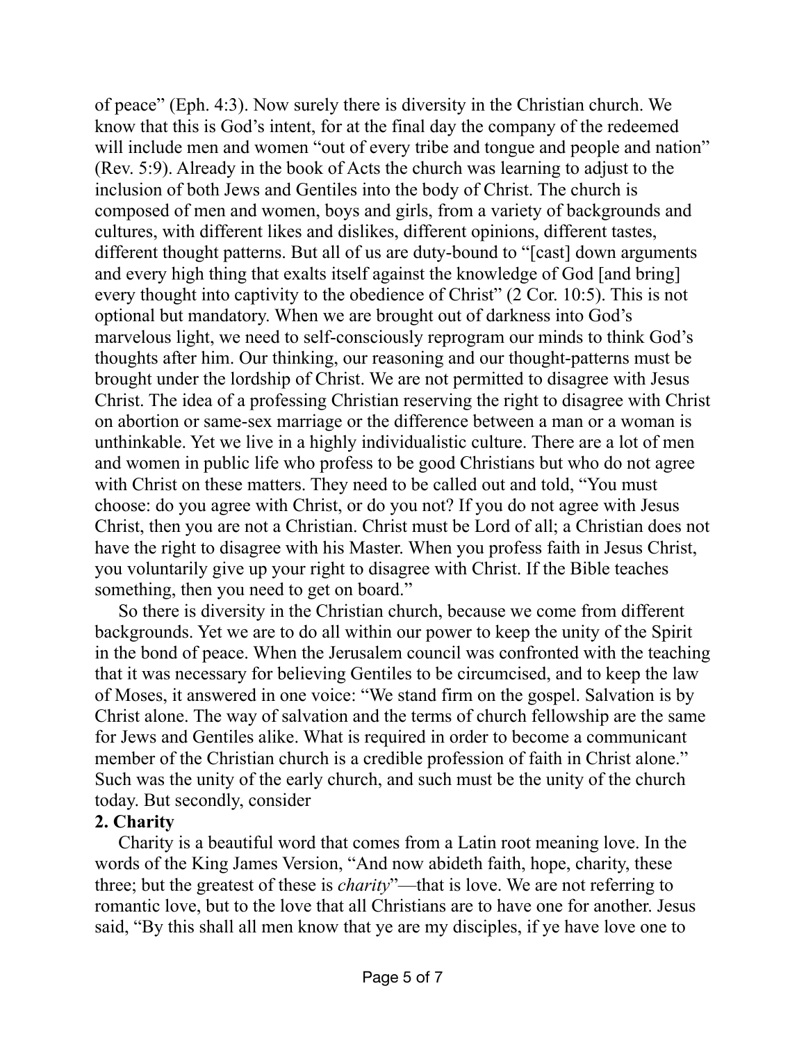of peace" (Eph. 4:3). Now surely there is diversity in the Christian church. We know that this is God's intent, for at the final day the company of the redeemed will include men and women "out of every tribe and tongue and people and nation" (Rev. 5:9). Already in the book of Acts the church was learning to adjust to the inclusion of both Jews and Gentiles into the body of Christ. The church is composed of men and women, boys and girls, from a variety of backgrounds and cultures, with different likes and dislikes, different opinions, different tastes, different thought patterns. But all of us are duty-bound to "[cast] down arguments and every high thing that exalts itself against the knowledge of God [and bring] every thought into captivity to the obedience of Christ" (2 Cor. 10:5). This is not optional but mandatory. When we are brought out of darkness into God's marvelous light, we need to self-consciously reprogram our minds to think God's thoughts after him. Our thinking, our reasoning and our thought-patterns must be brought under the lordship of Christ. We are not permitted to disagree with Jesus Christ. The idea of a professing Christian reserving the right to disagree with Christ on abortion or same-sex marriage or the difference between a man or a woman is unthinkable. Yet we live in a highly individualistic culture. There are a lot of men and women in public life who profess to be good Christians but who do not agree with Christ on these matters. They need to be called out and told, "You must choose: do you agree with Christ, or do you not? If you do not agree with Jesus Christ, then you are not a Christian. Christ must be Lord of all; a Christian does not have the right to disagree with his Master. When you profess faith in Jesus Christ, you voluntarily give up your right to disagree with Christ. If the Bible teaches something, then you need to get on board."

So there is diversity in the Christian church, because we come from different backgrounds. Yet we are to do all within our power to keep the unity of the Spirit in the bond of peace. When the Jerusalem council was confronted with the teaching that it was necessary for believing Gentiles to be circumcised, and to keep the law of Moses, it answered in one voice: "We stand firm on the gospel. Salvation is by Christ alone. The way of salvation and the terms of church fellowship are the same for Jews and Gentiles alike. What is required in order to become a communicant member of the Christian church is a credible profession of faith in Christ alone." Such was the unity of the early church, and such must be the unity of the church today. But secondly, consider

**2. Charity**

Charity is a beautiful word that comes from a Latin root meaning love. In the words of the King James Version, "And now abideth faith, hope, charity, these three; but the greatest of these is *charity*"—that is love. We are not referring to romantic love, but to the love that all Christians are to have one for another. Jesus said, "By this shall all men know that ye are my disciples, if ye have love one to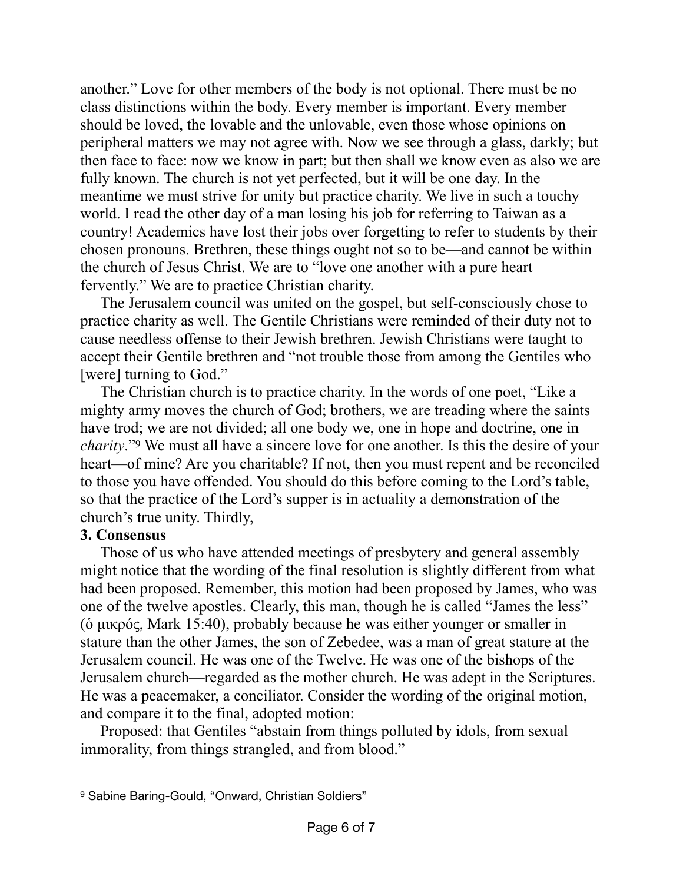another." Love for other members of the body is not optional. There must be no class distinctions within the body. Every member is important. Every member should be loved, the lovable and the unlovable, even those whose opinions on peripheral matters we may not agree with. Now we see through a glass, darkly; but then face to face: now we know in part; but then shall we know even as also we are fully known. The church is not yet perfected, but it will be one day. In the meantime we must strive for unity but practice charity. We live in such a touchy world. I read the other day of a man losing his job for referring to Taiwan as a country! Academics have lost their jobs over forgetting to refer to students by their chosen pronouns. Brethren, these things ought not so to be—and cannot be within the church of Jesus Christ. We are to "love one another with a pure heart fervently." We are to practice Christian charity.

The Jerusalem council was united on the gospel, but self-consciously chose to practice charity as well. The Gentile Christians were reminded of their duty not to cause needless offense to their Jewish brethren. Jewish Christians were taught to accept their Gentile brethren and "not trouble those from among the Gentiles who [were] turning to God."

The Christian church is to practice charity. In the words of one poet, "Like a mighty army moves the church of God; brothers, we are treading where the saints have trod; we are not divided; all one body we, one in hope and doctrine, one in *charity*."[9] We must all have a sincere love for one another. Is this the desire of your heart—of mine? Are you charitable? If not, then you must repent and be reconciled to those you have offended. You should do this before coming to the Lord's table, so that the practice of the Lord's supper is in actuality a demonstration of the church's true unity. Thirdly,

**3. Consensus**

Those of us who have attended meetings of presbytery and general assembly might notice that the wording of the final resolution is slightly different from what had been proposed. Remember, this motion had been proposed by James, who was one of the twelve apostles. Clearly, this man, though he is called "James the less" (ὁ μικρός, Mark 15:40), probably because he was either younger or smaller in stature than the other James, the son of Zebedee, was a man of great stature at the Jerusalem council. He was one of the Twelve. He was one of the bishops of the Jerusalem church—regarded as the mother church. He was adept in the Scriptures. He was a peacemaker, a conciliator. Consider the wording of the original motion, and compare it to the final, adopted motion:

Proposed: that Gentiles "abstain from things polluted by idols, from sexual immorality, from things strangled, and from blood."

---

[9] Sabine Baring-Gould, "Onward, Christian Soldiers"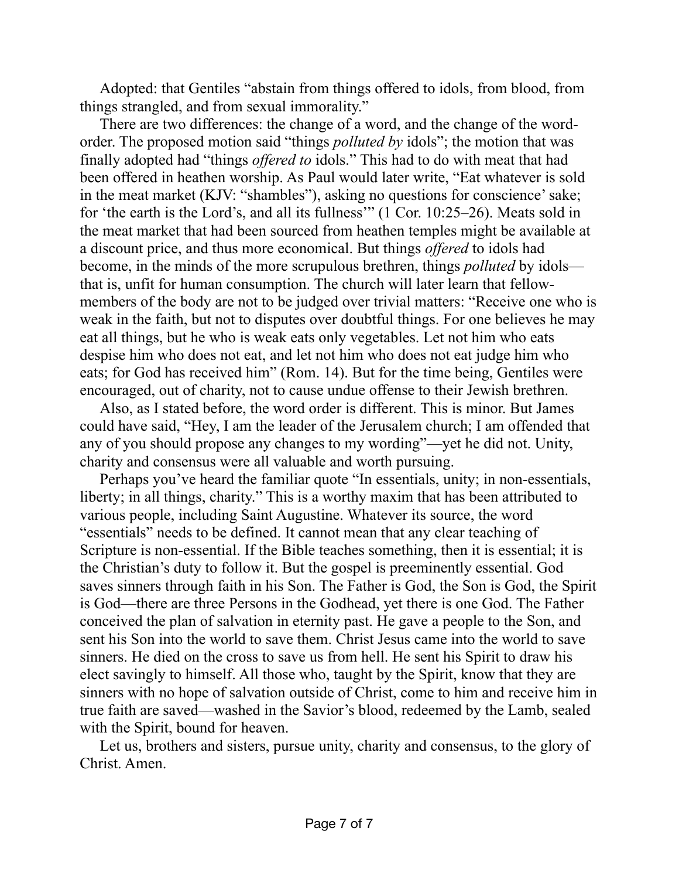Adopted: that Gentiles "abstain from things offered to idols, from blood, from things strangled, and from sexual immorality."

There are two differences: the change of a word, and the change of the word-order. The proposed motion said "things *polluted by* idols"; the motion that was finally adopted had "things *offered to* idols." This had to do with meat that had been offered in heathen worship. As Paul would later write, "Eat whatever is sold in the meat market (KJV: "shambles"), asking no questions for conscience' sake; for 'the earth is the Lord's, and all its fullness'" (1 Cor. 10:25–26). Meats sold in the meat market that had been sourced from heathen temples might be available at a discount price, and thus more economical. But things *offered* to idols had become, in the minds of the more scrupulous brethren, things *polluted* by idols—that is, unfit for human consumption. The church will later learn that fellow-members of the body are not to be judged over trivial matters: "Receive one who is weak in the faith, but not to disputes over doubtful things. For one believes he may eat all things, but he who is weak eats only vegetables. Let not him who eats despise him who does not eat, and let not him who does not eat judge him who eats; for God has received him" (Rom. 14). But for the time being, Gentiles were encouraged, out of charity, not to cause undue offense to their Jewish brethren.

Also, as I stated before, the word order is different. This is minor. But James could have said, "Hey, I am the leader of the Jerusalem church; I am offended that any of you should propose any changes to my wording"—yet he did not. Unity, charity and consensus were all valuable and worth pursuing.

Perhaps you've heard the familiar quote "In essentials, unity; in non-essentials, liberty; in all things, charity." This is a worthy maxim that has been attributed to various people, including Saint Augustine. Whatever its source, the word "essentials" needs to be defined. It cannot mean that any clear teaching of Scripture is non-essential. If the Bible teaches something, then it is essential; it is the Christian's duty to follow it. But the gospel is preeminently essential. God saves sinners through faith in his Son. The Father is God, the Son is God, the Spirit is God—there are three Persons in the Godhead, yet there is one God. The Father conceived the plan of salvation in eternity past. He gave a people to the Son, and sent his Son into the world to save them. Christ Jesus came into the world to save sinners. He died on the cross to save us from hell. He sent his Spirit to draw his elect savingly to himself. All those who, taught by the Spirit, know that they are sinners with no hope of salvation outside of Christ, come to him and receive him in true faith are saved—washed in the Savior's blood, redeemed by the Lamb, sealed with the Spirit, bound for heaven.

Let us, brothers and sisters, pursue unity, charity and consensus, to the glory of Christ. Amen.